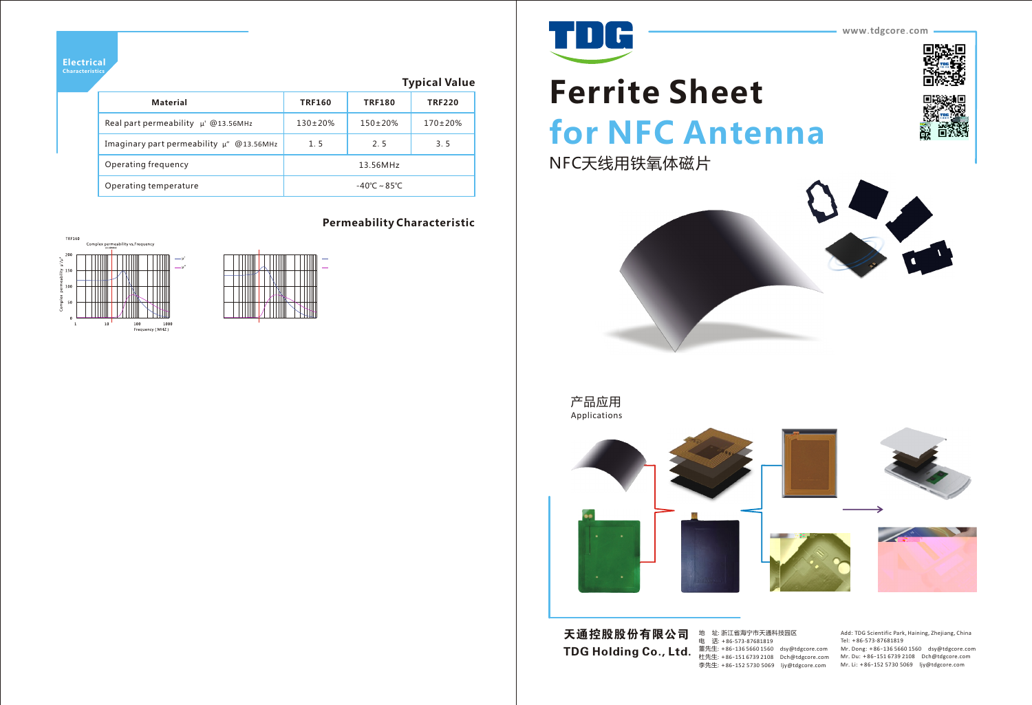## Electrical Characteristics

### Typical Value

| Material | TRF160 | TRF180 | TRF220 |
|---|---|---|---|
| Real part permeability μ' @13.56MHz | 130±20% | 150±20% | 170±20% |
| Imaginary part permeability μ" @13.56MHz | 1.5 | 2.5 | 3.5 |
| Operating frequency | 13.56MHz | | |
| Operating temperature | -40℃ ~ 85℃ | | |

### Permeability Characteristic

TRF160

Complex permeability vs. Frequency

Complex permeability μ'/μ"

Frequency (MHZ)

# Ferrite Sheet

# for NFC Antenna

## NFC天线用铁氧体磁片

www.tdgcore.com

产品应用

Applications

**天通控股股份有限公司**

**TDG Holding Co., Ltd.**

地 址: 浙江省海宁市天通科技园区
电 话: +86-573-87681819
董先生: +86-136 5660 1560 dsy@tdgcore.com
杜先生: +86-151 6739 2108 Dch@tdgcore.com
李先生: +86-152 5730 5069 ljy@tdgcore.com

Add: TDG Scientific Park, Haining, Zhejiang, China
Tel: +86-573-87681819
Mr. Dong: +86-136 5660 1560 dsy@tdgcore.com
Mr. Du: +86-151 6739 2108 Dch@tdgcore.com
Mr. Li: +86-152 5730 5069 ljy@tdgcore.com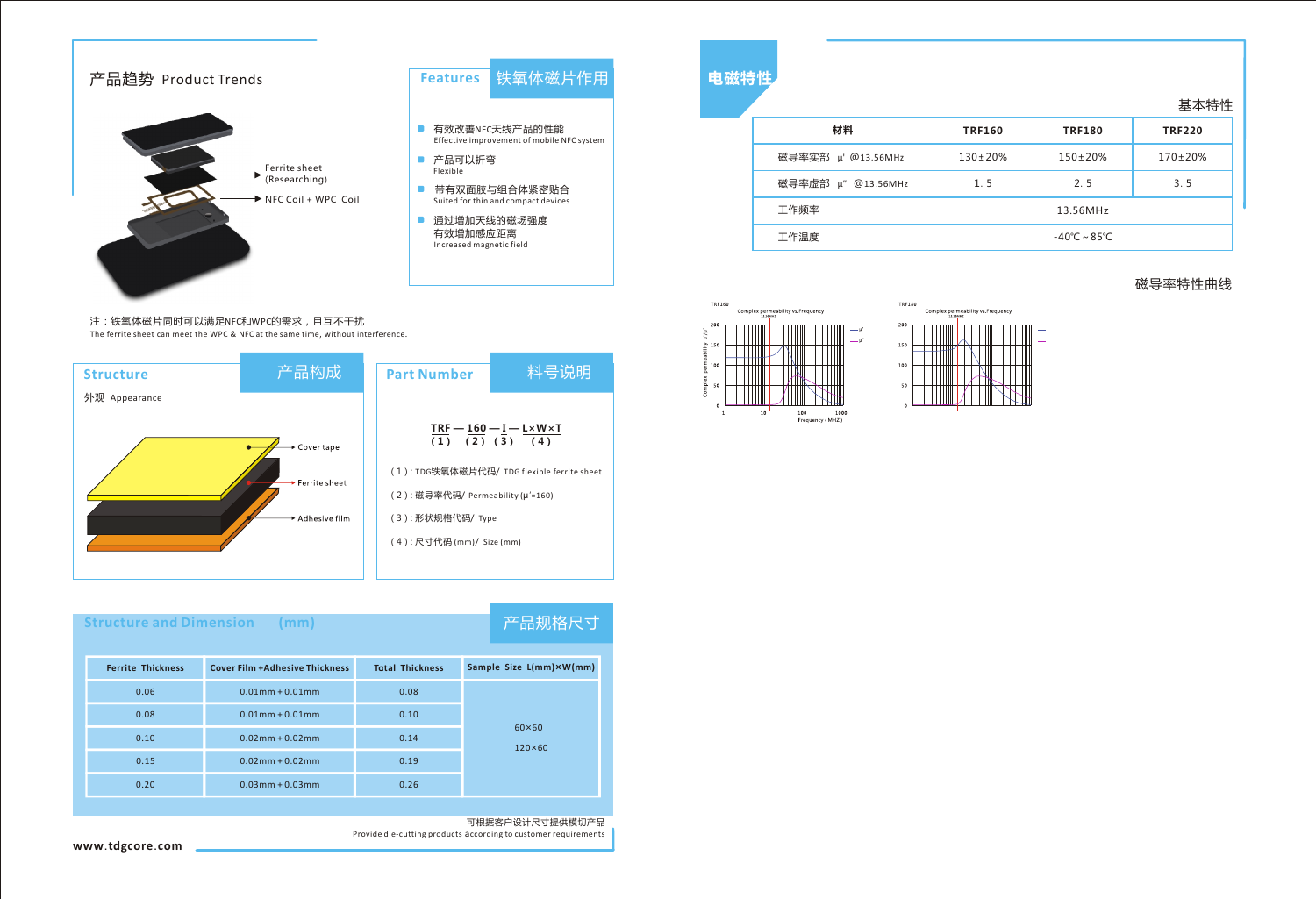## 产品趋势 Product Trends

Ferrite sheet
(Researching)

NFC Coil + WPC Coil

注：铁氧体磁片同时可以满足NFC和WPC的需求，且互不干扰

The ferrite sheet can meet the WPC & NFC at the same time, without interference.

## Features 铁氧体磁片作用

- 有效改善NFC天线产品的性能
  Effective improvement of mobile NFC system
- 产品可以折弯
  Flexible
- 带有双面胶与组合体紧密贴合
  Suited for thin and compact devices
- 通过增加天线的磁场强度
  有效增加感应距离
  Increased magnetic field

## Structure 产品构成

外观 Appearance

Cover tape

Ferrite sheet

Adhesive film

## Part Number 料号说明

TRF — 160 — I — L×W×T
(1)　(2)　(3)　(4)

(1)：TDG铁氧体磁片代码/ TDG flexible ferrite sheet

(2)：磁导率代码/ Permeability (μ'=160)

(3)：形状规格代码/ Type

(4)：尺寸代码 (mm)/ Size (mm)

## Structure and Dimension (mm) 产品规格尺寸

| Ferrite Thickness | Cover Film +Adhesive Thickness | Total Thickness | Sample Size L(mm)×W(mm) |
|---|---|---|---|
| 0.06 | 0.01mm + 0.01mm | 0.08 | 60×60<br>120×60 |
| 0.08 | 0.01mm + 0.01mm | 0.10 | |
| 0.10 | 0.02mm + 0.02mm | 0.14 | |
| 0.15 | 0.02mm + 0.02mm | 0.19 | |
| 0.20 | 0.03mm + 0.03mm | 0.26 | |

可根据客户设计尺寸提供模切产品

Provide die-cutting products according to customer requirements

www.tdgcore.com

## 电磁特性

### 基本特性

| 材料 | TRF160 | TRF180 | TRF220 |
|---|---|---|---|
| 磁导率实部 μ' @13.56MHz | 130±20% | 150±20% | 170±20% |
| 磁导率虚部 μ'' @13.56MHz | 1.5 | 2.5 | 3.5 |
| 工作频率 | 13.56MHz | | |
| 工作温度 | -40℃～85℃ | | |

### 磁导率特性曲线

TRF160

Complex permeability vs.frequency

13.56MHZ

Complex permeability μ'/μ''

200
150
100
50
0

1　10　100　1000

Frequency (MHZ)

μ'
μ''

TRF180

Complex permeability vs.frequency

13.56MHZ

200
150
100
50
0